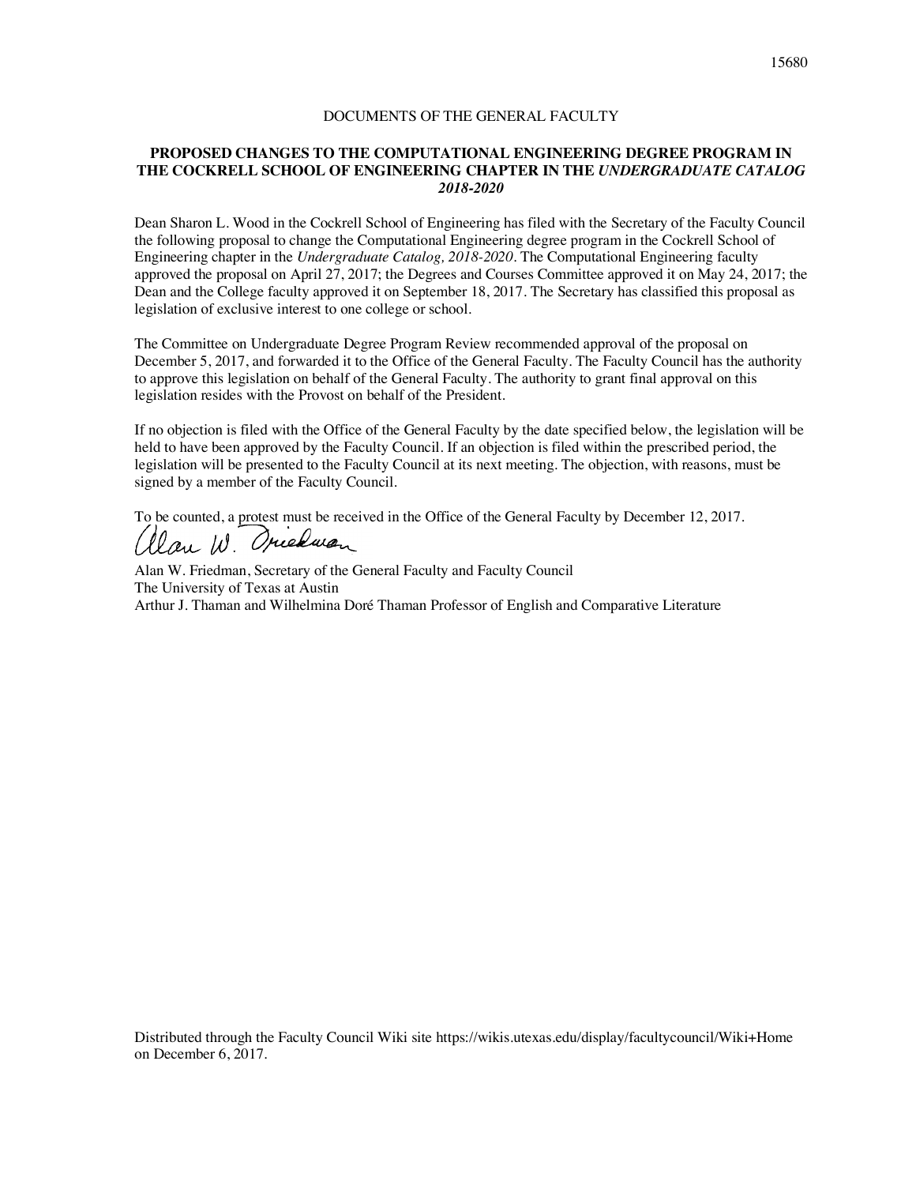DOCUMENTS OF THE GENERAL FACULTY

# PROPOSED CHANGES TO THE COMPUTATIONAL ENGINEERING DEGREE PROGRAM IN THE COCKRELL SCHOOL OF ENGINEERING CHAPTER IN THE *UNDERGRADUATE CATALOG 2018-2020*

Dean Sharon L. Wood in the Cockrell School of Engineering has filed with the Secretary of the Faculty Council the following proposal to change the Computational Engineering degree program in the Cockrell School of Engineering chapter in the *Undergraduate Catalog, 2018-2020*. The Computational Engineering faculty approved the proposal on April 27, 2017; the Degrees and Courses Committee approved it on May 24, 2017; the Dean and the College faculty approved it on September 18, 2017. The Secretary has classified this proposal as legislation of exclusive interest to one college or school.

The Committee on Undergraduate Degree Program Review recommended approval of the proposal on December 5, 2017, and forwarded it to the Office of the General Faculty. The Faculty Council has the authority to approve this legislation on behalf of the General Faculty. The authority to grant final approval on this legislation resides with the Provost on behalf of the President.

If no objection is filed with the Office of the General Faculty by the date specified below, the legislation will be held to have been approved by the Faculty Council. If an objection is filed within the prescribed period, the legislation will be presented to the Faculty Council at its next meeting. The objection, with reasons, must be signed by a member of the Faculty Council.

To be counted, a protest must be received in the Office of the General Faculty by December 12, 2017.

Alan W. Friedman, Secretary of the General Faculty and Faculty Council  
The University of Texas at Austin  
Arthur J. Thaman and Wilhelmina Doré Thaman Professor of English and Comparative Literature

Distributed through the Faculty Council Wiki site https://wikis.utexas.edu/display/facultycouncil/Wiki+Home on December 6, 2017.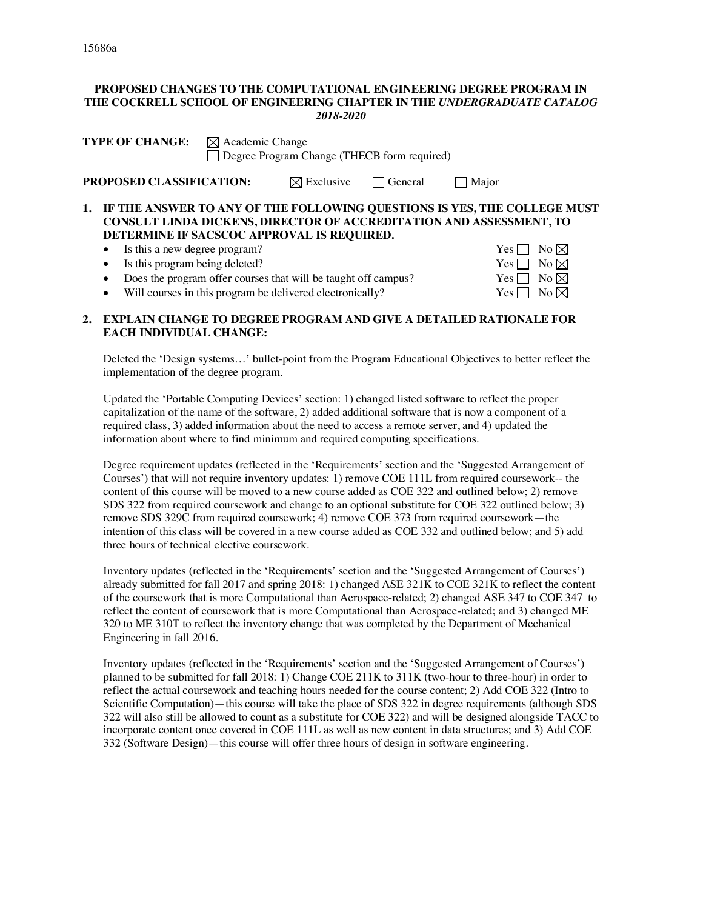15686a

**PROPOSED CHANGES TO THE COMPUTATIONAL ENGINEERING DEGREE PROGRAM IN THE COCKRELL SCHOOL OF ENGINEERING CHAPTER IN THE *UNDERGRADUATE CATALOG* 2018-2020**

**TYPE OF CHANGE:** ☒ Academic Change
☐ Degree Program Change (THECB form required)

**PROPOSED CLASSIFICATION:** ☒ Exclusive ☐ General ☐ Major

**1. IF THE ANSWER TO ANY OF THE FOLLOWING QUESTIONS IS YES, THE COLLEGE MUST CONSULT LINDA DICKENS, DIRECTOR OF ACCREDITATION AND ASSESSMENT, TO DETERMINE IF SACSCOC APPROVAL IS REQUIRED.**

- Is this a new degree program? Yes ☐ No ☒
- Is this program being deleted? Yes ☐ No ☒
- Does the program offer courses that will be taught off campus? Yes ☐ No ☒
- Will courses in this program be delivered electronically? Yes ☐ No ☒

**2. EXPLAIN CHANGE TO DEGREE PROGRAM AND GIVE A DETAILED RATIONALE FOR EACH INDIVIDUAL CHANGE:**

Deleted the 'Design systems…' bullet-point from the Program Educational Objectives to better reflect the implementation of the degree program.

Updated the 'Portable Computing Devices' section: 1) changed listed software to reflect the proper capitalization of the name of the software, 2) added additional software that is now a component of a required class, 3) added information about the need to access a remote server, and 4) updated the information about where to find minimum and required computing specifications.

Degree requirement updates (reflected in the 'Requirements' section and the 'Suggested Arrangement of Courses') that will not require inventory updates: 1) remove COE 111L from required coursework-- the content of this course will be moved to a new course added as COE 322 and outlined below; 2) remove SDS 322 from required coursework and change to an optional substitute for COE 322 outlined below; 3) remove SDS 329C from required coursework; 4) remove COE 373 from required coursework—the intention of this class will be covered in a new course added as COE 332 and outlined below; and 5) add three hours of technical elective coursework.

Inventory updates (reflected in the 'Requirements' section and the 'Suggested Arrangement of Courses') already submitted for fall 2017 and spring 2018: 1) changed ASE 321K to COE 321K to reflect the content of the coursework that is more Computational than Aerospace-related; 2) changed ASE 347 to COE 347 to reflect the content of coursework that is more Computational than Aerospace-related; and 3) changed ME 320 to ME 310T to reflect the inventory change that was completed by the Department of Mechanical Engineering in fall 2016.

Inventory updates (reflected in the 'Requirements' section and the 'Suggested Arrangement of Courses') planned to be submitted for fall 2018: 1) Change COE 211K to 311K (two-hour to three-hour) in order to reflect the actual coursework and teaching hours needed for the course content; 2) Add COE 322 (Intro to Scientific Computation)—this course will take the place of SDS 322 in degree requirements (although SDS 322 will also still be allowed to count as a substitute for COE 322) and will be designed alongside TACC to incorporate content once covered in COE 111L as well as new content in data structures; and 3) Add COE 332 (Software Design)—this course will offer three hours of design in software engineering.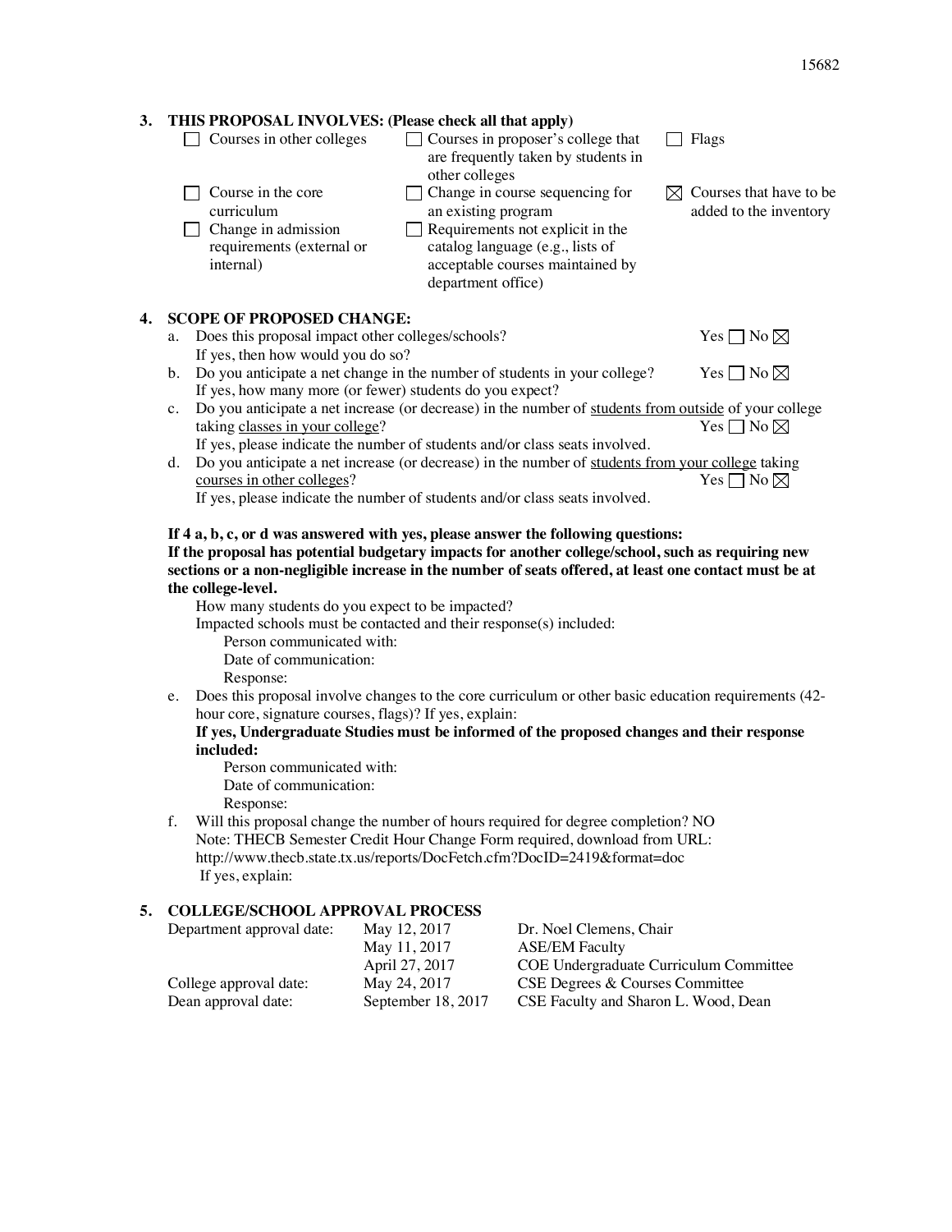## 3. THIS PROPOSAL INVOLVES: (Please check all that apply)

- ☐ Courses in other colleges
- ☐ Courses in proposer's college that are frequently taken by students in other colleges
- ☐ Flags
- ☐ Course in the core curriculum
- ☐ Change in course sequencing for an existing program
- ☒ Courses that have to be added to the inventory
- ☐ Change in admission requirements (external or internal)
- ☐ Requirements not explicit in the catalog language (e.g., lists of acceptable courses maintained by department office)

## 4. SCOPE OF PROPOSED CHANGE:

a. Does this proposal impact other colleges/schools? Yes ☐ No ☒
   If yes, then how would you do so?

b. Do you anticipate a net change in the number of students in your college? Yes ☐ No ☒
   If yes, how many more (or fewer) students do you expect?

c. Do you anticipate a net increase (or decrease) in the number of students from outside of your college taking classes in your college? Yes ☐ No ☒
   If yes, please indicate the number of students and/or class seats involved.

d. Do you anticipate a net increase (or decrease) in the number of students from your college taking courses in other colleges? Yes ☐ No ☒
   If yes, please indicate the number of students and/or class seats involved.

**If 4 a, b, c, or d was answered with yes, please answer the following questions:**
**If the proposal has potential budgetary impacts for another college/school, such as requiring new sections or a non-negligible increase in the number of seats offered, at least one contact must be at the college-level.**

How many students do you expect to be impacted?
Impacted schools must be contacted and their response(s) included:
  Person communicated with:
  Date of communication:
  Response:

e. Does this proposal involve changes to the core curriculum or other basic education requirements (42-hour core, signature courses, flags)? If yes, explain:
   **If yes, Undergraduate Studies must be informed of the proposed changes and their response included:**
   Person communicated with:
   Date of communication:
   Response:

f. Will this proposal change the number of hours required for degree completion? NO
   Note: THECB Semester Credit Hour Change Form required, download from URL: http://www.thecb.state.tx.us/reports/DocFetch.cfm?DocID=2419&format=doc
   If yes, explain:

## 5. COLLEGE/SCHOOL APPROVAL PROCESS

| | | |
|---|---|---|
| Department approval date: | May 12, 2017 | Dr. Noel Clemens, Chair |
| | May 11, 2017 | ASE/EM Faculty |
| | April 27, 2017 | COE Undergraduate Curriculum Committee |
| College approval date: | May 24, 2017 | CSE Degrees & Courses Committee |
| Dean approval date: | September 18, 2017 | CSE Faculty and Sharon L. Wood, Dean |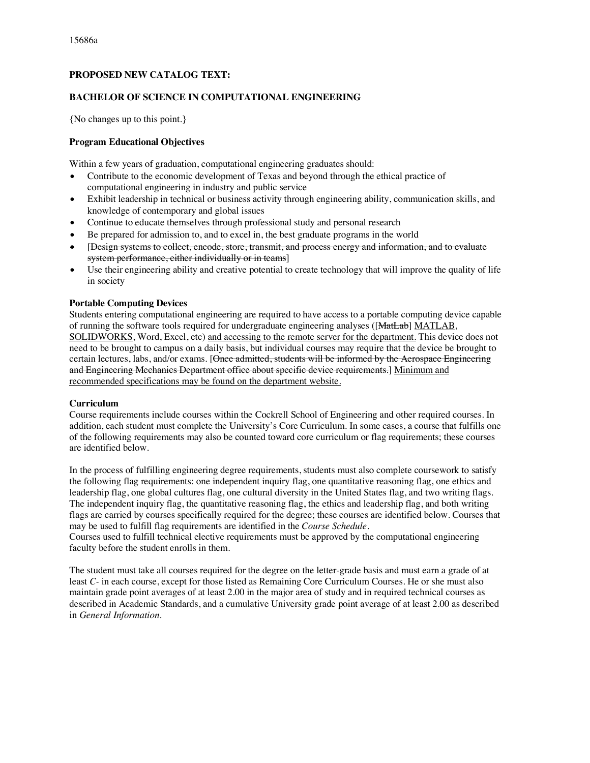15686a

**PROPOSED NEW CATALOG TEXT:**

**BACHELOR OF SCIENCE IN COMPUTATIONAL ENGINEERING**

{No changes up to this point.}

**Program Educational Objectives**

Within a few years of graduation, computational engineering graduates should:

- Contribute to the economic development of Texas and beyond through the ethical practice of computational engineering in industry and public service
- Exhibit leadership in technical or business activity through engineering ability, communication skills, and knowledge of contemporary and global issues
- Continue to educate themselves through professional study and personal research
- Be prepared for admission to, and to excel in, the best graduate programs in the world
- [~~Design systems to collect, encode, store, transmit, and process energy and information, and to evaluate system performance, either individually or in teams~~]
- Use their engineering ability and creative potential to create technology that will improve the quality of life in society

**Portable Computing Devices**

Students entering computational engineering are required to have access to a portable computing device capable of running the software tools required for undergraduate engineering analyses ([~~MatLab~~] <u>MATLAB, SOLIDWORKS</u>, Word, Excel, etc) <u>and accessing to the remote server for the department.</u> This device does not need to be brought to campus on a daily basis, but individual courses may require that the device be brought to certain lectures, labs, and/or exams. [~~Once admitted, students will be informed by the Aerospace Engineering and Engineering Mechanics Department office about specific device requirements.~~] <u>Minimum and recommended specifications may be found on the department website.</u>

**Curriculum**

Course requirements include courses within the Cockrell School of Engineering and other required courses. In addition, each student must complete the University's Core Curriculum. In some cases, a course that fulfills one of the following requirements may also be counted toward core curriculum or flag requirements; these courses are identified below.

In the process of fulfilling engineering degree requirements, students must also complete coursework to satisfy the following flag requirements: one independent inquiry flag, one quantitative reasoning flag, one ethics and leadership flag, one global cultures flag, one cultural diversity in the United States flag, and two writing flags. The independent inquiry flag, the quantitative reasoning flag, the ethics and leadership flag, and both writing flags are carried by courses specifically required for the degree; these courses are identified below. Courses that may be used to fulfill flag requirements are identified in the *Course Schedule*.
Courses used to fulfill technical elective requirements must be approved by the computational engineering faculty before the student enrolls in them.

The student must take all courses required for the degree on the letter-grade basis and must earn a grade of at least *C-* in each course, except for those listed as Remaining Core Curriculum Courses. He or she must also maintain grade point averages of at least 2.00 in the major area of study and in required technical courses as described in Academic Standards, and a cumulative University grade point average of at least 2.00 as described in *General Information*.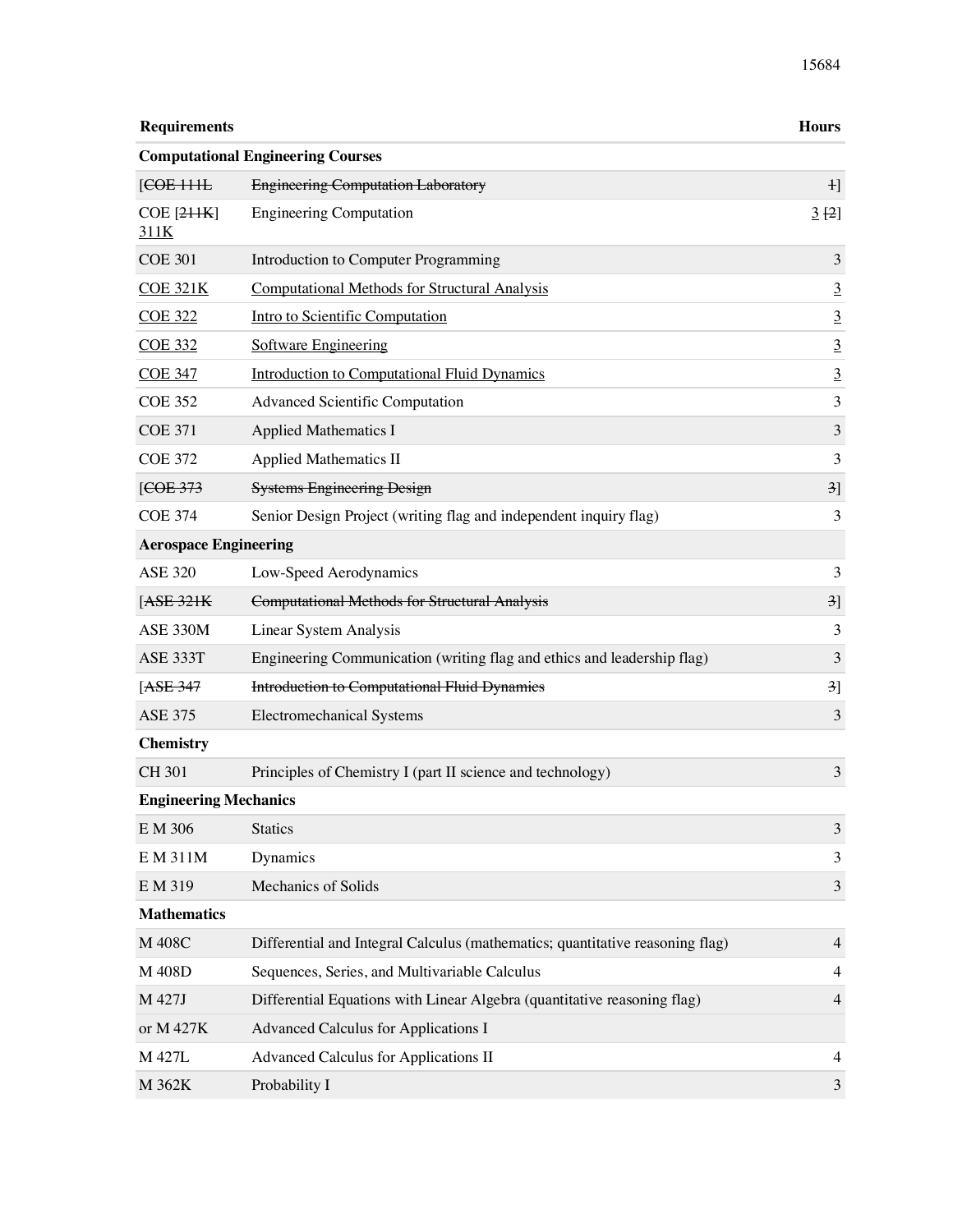| Requirements | | Hours |
|---|---|---|
| **Computational Engineering Courses** | | |
| [~~COE 111L~~ | ~~Engineering Computation Laboratory~~ | ~~1~~] |
| COE [~~211K~~] <u>311K</u> | Engineering Computation | <u>3</u> [~~2~~] |
| COE 301 | Introduction to Computer Programming | 3 |
| <u>COE 321K</u> | <u>Computational Methods for Structural Analysis</u> | <u>3</u> |
| <u>COE 322</u> | <u>Intro to Scientific Computation</u> | <u>3</u> |
| <u>COE 332</u> | <u>Software Engineering</u> | <u>3</u> |
| <u>COE 347</u> | <u>Introduction to Computational Fluid Dynamics</u> | <u>3</u> |
| COE 352 | Advanced Scientific Computation | 3 |
| COE 371 | Applied Mathematics I | 3 |
| COE 372 | Applied Mathematics II | 3 |
| [~~COE 373~~ | ~~Systems Engineering Design~~ | ~~3~~] |
| COE 374 | Senior Design Project (writing flag and independent inquiry flag) | 3 |
| **Aerospace Engineering** | | |
| ASE 320 | Low-Speed Aerodynamics | 3 |
| [~~ASE 321K~~ | ~~Computational Methods for Structural Analysis~~ | ~~3~~] |
| ASE 330M | Linear System Analysis | 3 |
| ASE 333T | Engineering Communication (writing flag and ethics and leadership flag) | 3 |
| [~~ASE 347~~ | ~~Introduction to Computational Fluid Dynamics~~ | ~~3~~] |
| ASE 375 | Electromechanical Systems | 3 |
| **Chemistry** | | |
| CH 301 | Principles of Chemistry I (part II science and technology) | 3 |
| **Engineering Mechanics** | | |
| E M 306 | Statics | 3 |
| E M 311M | Dynamics | 3 |
| E M 319 | Mechanics of Solids | 3 |
| **Mathematics** | | |
| M 408C | Differential and Integral Calculus (mathematics; quantitative reasoning flag) | 4 |
| M 408D | Sequences, Series, and Multivariable Calculus | 4 |
| M 427J | Differential Equations with Linear Algebra (quantitative reasoning flag) | 4 |
| or M 427K | Advanced Calculus for Applications I | |
| M 427L | Advanced Calculus for Applications II | 4 |
| M 362K | Probability I | 3 |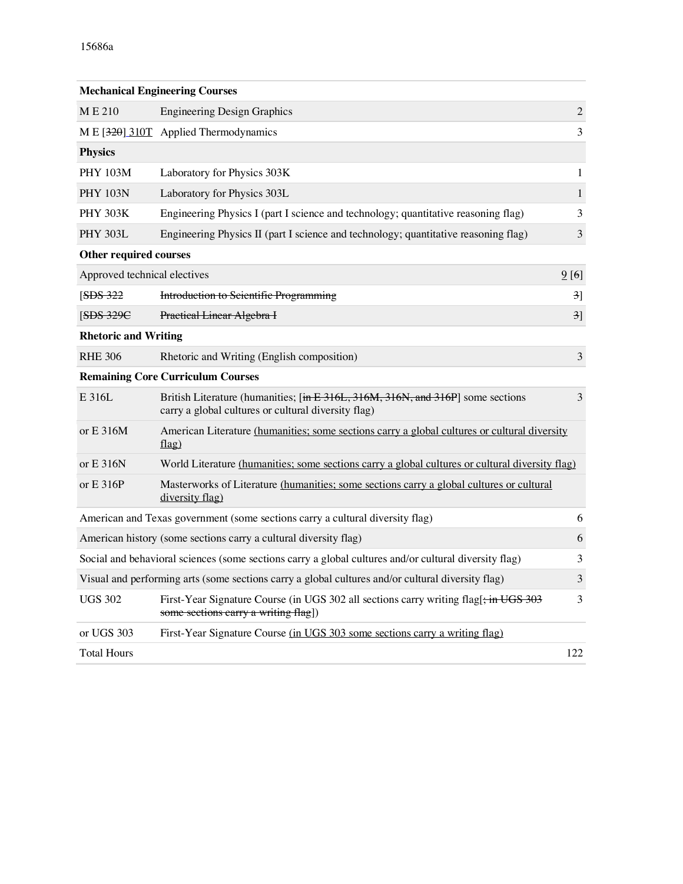15686a

| Mechanical Engineering Courses | | |
|---|---|---|
| M E 210 | Engineering Design Graphics | 2 |
| M E [320] 310T | Applied Thermodynamics | 3 |
| **Physics** | | |
| PHY 103M | Laboratory for Physics 303K | 1 |
| PHY 103N | Laboratory for Physics 303L | 1 |
| PHY 303K | Engineering Physics I (part I science and technology; quantitative reasoning flag) | 3 |
| PHY 303L | Engineering Physics II (part I science and technology; quantitative reasoning flag) | 3 |
| **Other required courses** | | |
| Approved technical electives | | 9 [6] |
| [~~SDS 322~~ | ~~Introduction to Scientific Programming~~ | ~~3~~] |
| [~~SDS 329C~~ | ~~Practical Linear Algebra I~~ | ~~3~~] |
| **Rhetoric and Writing** | | |
| RHE 306 | Rhetoric and Writing (English composition) | 3 |
| **Remaining Core Curriculum Courses** | | |
| E 316L | British Literature (humanities; [~~in E 316L, 316M, 316N, and 316P~~] some sections carry a global cultures or cultural diversity flag) | 3 |
| or E 316M | American Literature (humanities; some sections carry a global cultures or cultural diversity flag) | |
| or E 316N | World Literature (humanities; some sections carry a global cultures or cultural diversity flag) | |
| or E 316P | Masterworks of Literature (humanities; some sections carry a global cultures or cultural diversity flag) | |
| American and Texas government (some sections carry a cultural diversity flag) | | 6 |
| American history (some sections carry a cultural diversity flag) | | 6 |
| Social and behavioral sciences (some sections carry a global cultures and/or cultural diversity flag) | | 3 |
| Visual and performing arts (some sections carry a global cultures and/or cultural diversity flag) | | 3 |
| UGS 302 | First-Year Signature Course (in UGS 302 all sections carry writing flag[~~; in UGS 303 some sections carry a writing flag~~]) | 3 |
| or UGS 303 | First-Year Signature Course (in UGS 303 some sections carry a writing flag) | |
| Total Hours | | 122 |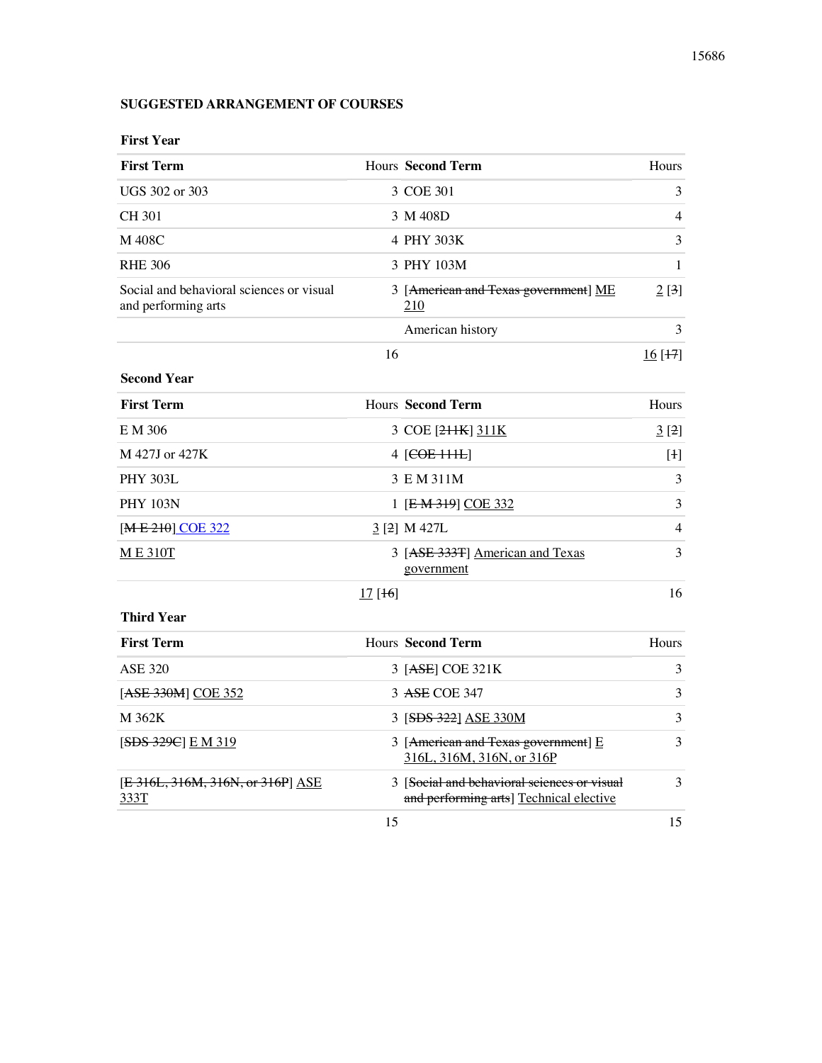**SUGGESTED ARRANGEMENT OF COURSES**

**First Year**

| First Term | Hours | Second Term | Hours |
|---|---|---|---|
| UGS 302 or 303 | 3 | COE 301 | 3 |
| CH 301 | 3 | M 408D | 4 |
| M 408C | 4 | PHY 303K | 3 |
| RHE 306 | 3 | PHY 103M | 1 |
| Social and behavioral sciences or visual and performing arts | 3 | [~~American and Texas government~~] <u>ME 210</u> | <u>2</u> [~~3~~] |
| | | American history | 3 |
| | 16 | | <u>16</u> [~~17~~] |

**Second Year**

| First Term | Hours | Second Term | Hours |
|---|---|---|---|
| E M 306 | 3 | COE [~~211K~~] <u>311K</u> | <u>3</u> [~~2~~] |
| M 427J or 427K | 4 | [~~COE 111L~~] | [~~1~~] |
| PHY 303L | 3 | E M 311M | 3 |
| PHY 103N | 1 | [~~E M 319~~] <u>COE 332</u> | 3 |
| [~~M E 210~~] <u>COE 322</u> | <u>3</u> [~~2~~] | M 427L | 4 |
| <u>M E 310T</u> | 3 | [~~ASE 333T~~] <u>American and Texas government</u> | 3 |
| | <u>17</u> [~~16~~] | | 16 |

**Third Year**

| First Term | Hours | Second Term | Hours |
|---|---|---|---|
| ASE 320 | 3 | [~~ASE~~] COE 321K | 3 |
| [~~ASE 330M~~] <u>COE 352</u> | 3 | ~~ASE~~ COE 347 | 3 |
| M 362K | 3 | [~~SDS 322~~] <u>ASE 330M</u> | 3 |
| [~~SDS 329C~~] <u>E M 319</u> | 3 | [~~American and Texas government~~] <u>E 316L, 316M, 316N, or 316P</u> | 3 |
| [~~E 316L, 316M, 316N, or 316P~~] <u>ASE 333T</u> | 3 | [~~Social and behavioral sciences or visual and performing arts~~] <u>Technical elective</u> | 3 |
| | 15 | | 15 |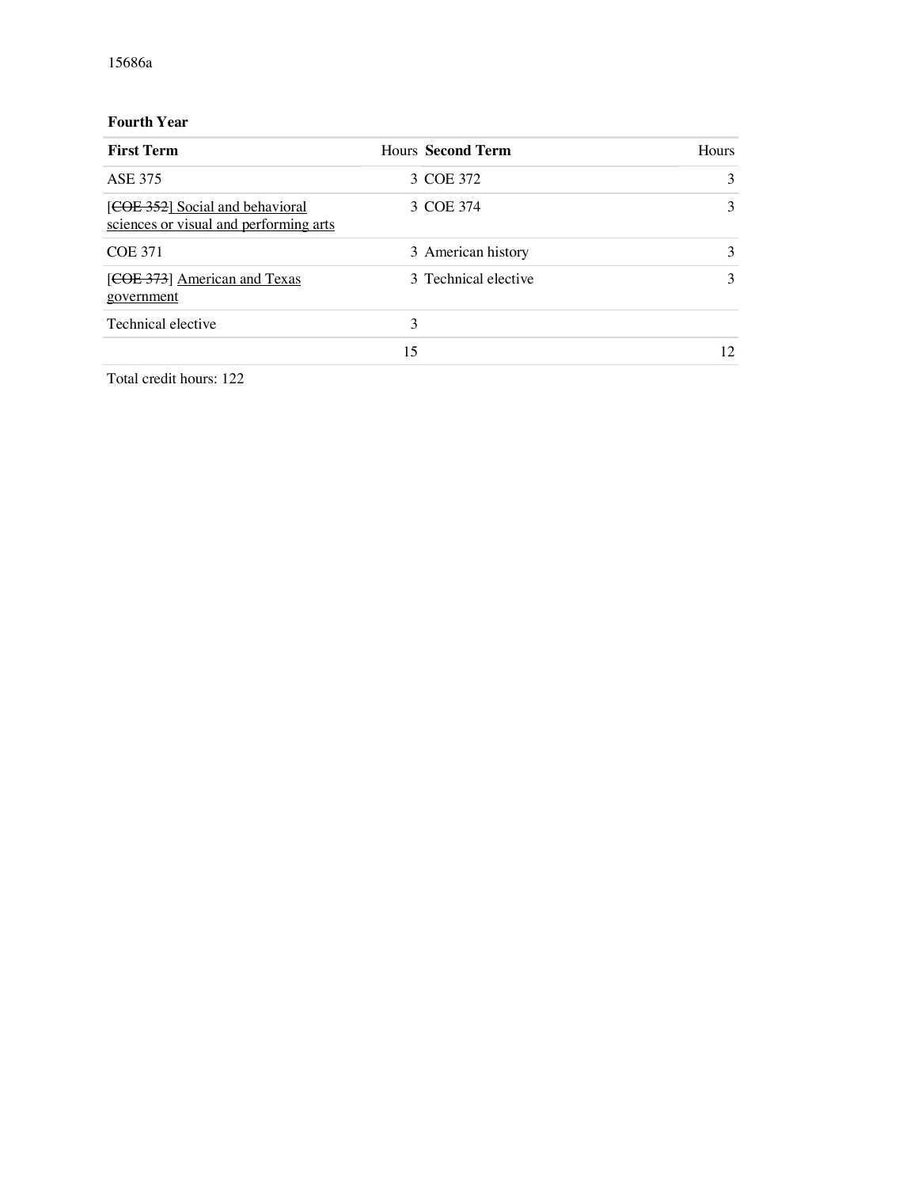**Fourth Year**

| First Term | Hours | Second Term | Hours |
|---|---|---|---|
| ASE 375 | 3 | COE 372 | 3 |
| [~~COE 352~~] Social and behavioral sciences or visual and performing arts | 3 | COE 374 | 3 |
| COE 371 | 3 | American history | 3 |
| [~~COE 373~~] American and Texas government | 3 | Technical elective | 3 |
| Technical elective | 3 | | |
| | 15 | | 12 |

Total credit hours: 122